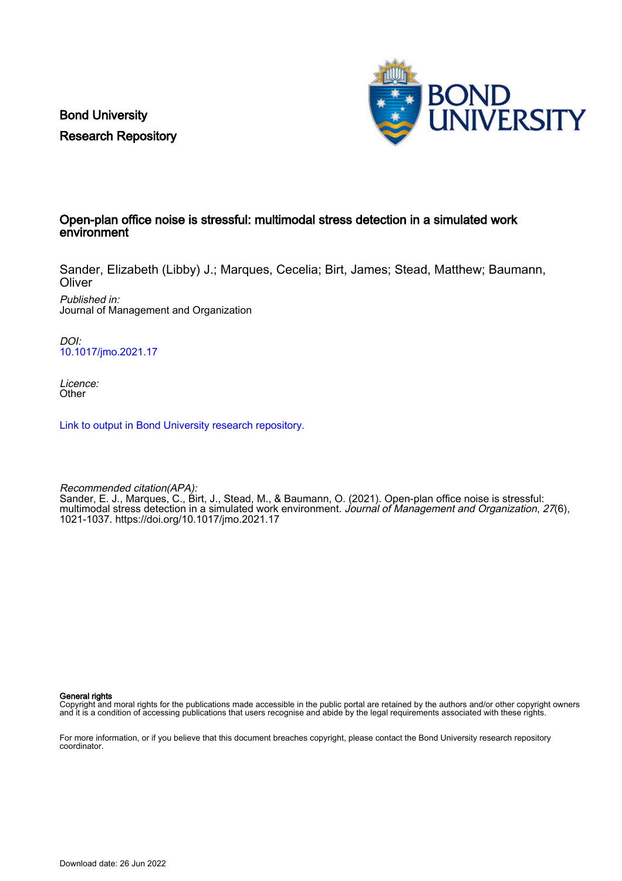Bond University
Research Repository

# Open-plan office noise is stressful: multimodal stress detection in a simulated work environment

Sander, Elizabeth (Libby) J.; Marques, Cecelia; Birt, James; Stead, Matthew; Baumann, Oliver

*Published in:*
Journal of Management and Organization

*DOI:*
10.1017/jmo.2021.17

*Licence:*
Other

Link to output in Bond University research repository.

*Recommended citation(APA):*
Sander, E. J., Marques, C., Birt, J., Stead, M., & Baumann, O. (2021). Open-plan office noise is stressful: multimodal stress detection in a simulated work environment. *Journal of Management and Organization*, *27*(6), 1021-1037. https://doi.org/10.1017/jmo.2021.17

**General rights**
Copyright and moral rights for the publications made accessible in the public portal are retained by the authors and/or other copyright owners and it is a condition of accessing publications that users recognise and abide by the legal requirements associated with these rights.

For more information, or if you believe that this document breaches copyright, please contact the Bond University research repository coordinator.

Download date: 26 Jun 2022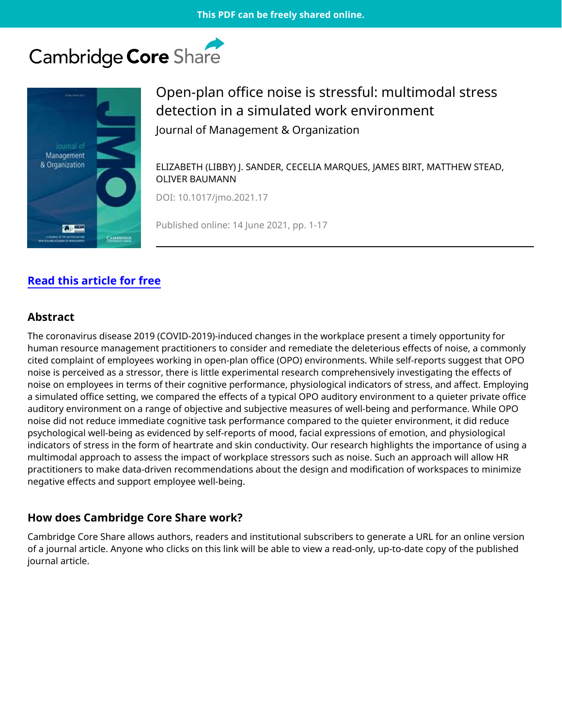This PDF can be freely shared online.

Cambridge Core Share

# Open-plan office noise is stressful: multimodal stress detection in a simulated work environment

Journal of Management & Organization

ELIZABETH (LIBBY) J. SANDER, CECELIA MARQUES, JAMES BIRT, MATTHEW STEAD, OLIVER BAUMANN

DOI: 10.1017/jmo.2021.17

Published online: 14 June 2021, pp. 1-17

**Read this article for free**

## Abstract

The coronavirus disease 2019 (COVID-2019)-induced changes in the workplace present a timely opportunity for human resource management practitioners to consider and remediate the deleterious effects of noise, a commonly cited complaint of employees working in open-plan office (OPO) environments. While self-reports suggest that OPO noise is perceived as a stressor, there is little experimental research comprehensively investigating the effects of noise on employees in terms of their cognitive performance, physiological indicators of stress, and affect. Employing a simulated office setting, we compared the effects of a typical OPO auditory environment to a quieter private office auditory environment on a range of objective and subjective measures of well-being and performance. While OPO noise did not reduce immediate cognitive task performance compared to the quieter environment, it did reduce psychological well-being as evidenced by self-reports of mood, facial expressions of emotion, and physiological indicators of stress in the form of heartrate and skin conductivity. Our research highlights the importance of using a multimodal approach to assess the impact of workplace stressors such as noise. Such an approach will allow HR practitioners to make data-driven recommendations about the design and modification of workspaces to minimize negative effects and support employee well-being.

## How does Cambridge Core Share work?

Cambridge Core Share allows authors, readers and institutional subscribers to generate a URL for an online version of a journal article. Anyone who clicks on this link will be able to view a read-only, up-to-date copy of the published journal article.